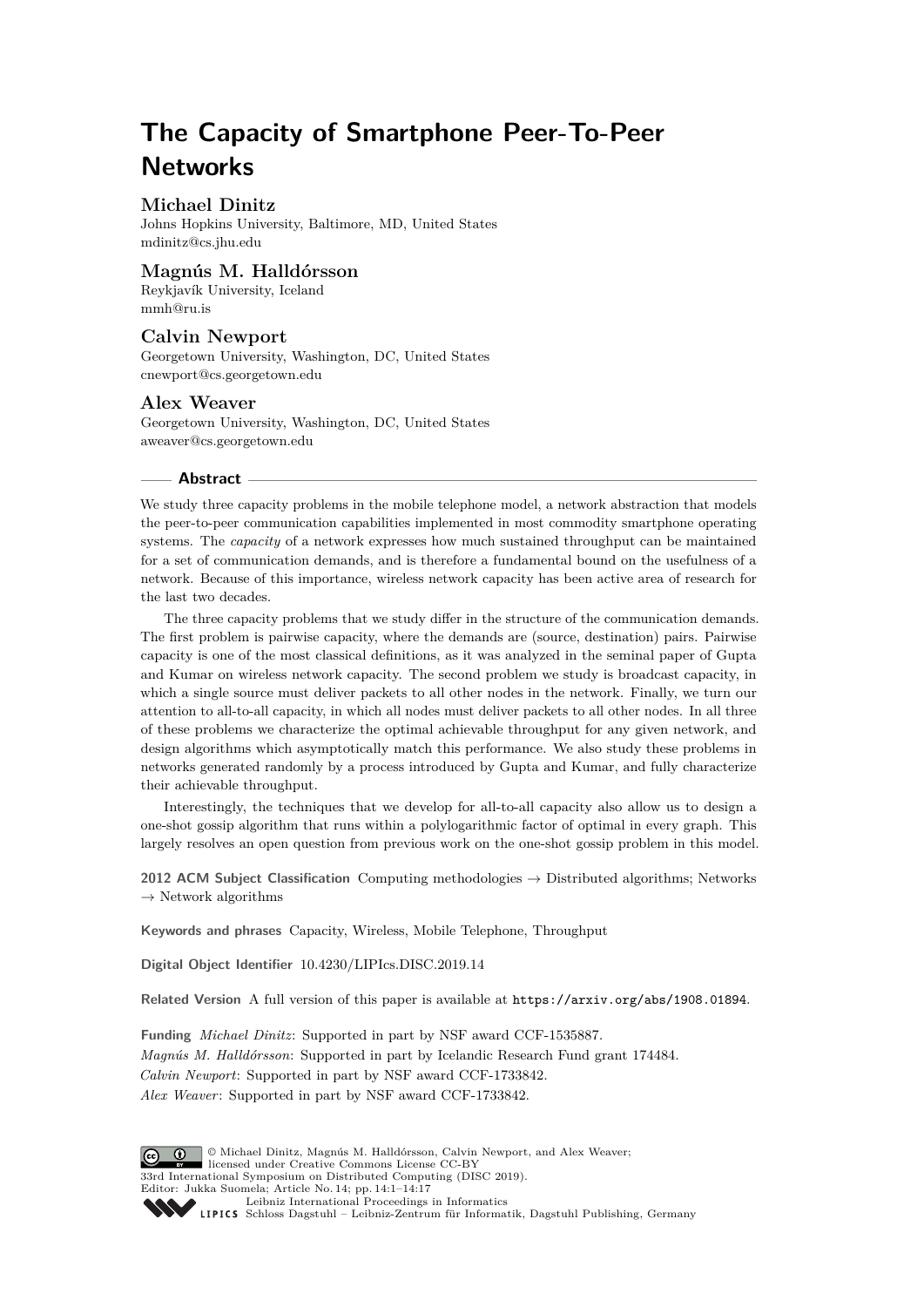# The Capacity of Smartphone Peer-To-Peer Networks

**Michael Dinitz**
Johns Hopkins University, Baltimore, MD, United States
mdinitz@cs.jhu.edu

**Magnús M. Halldórsson**
Reykjavík University, Iceland
mmh@ru.is

**Calvin Newport**
Georgetown University, Washington, DC, United States
cnewport@cs.georgetown.edu

**Alex Weaver**
Georgetown University, Washington, DC, United States
aweaver@cs.georgetown.edu

## Abstract

We study three capacity problems in the mobile telephone model, a network abstraction that models the peer-to-peer communication capabilities implemented in most commodity smartphone operating systems. The *capacity* of a network expresses how much sustained throughput can be maintained for a set of communication demands, and is therefore a fundamental bound on the usefulness of a network. Because of this importance, wireless network capacity has been active area of research for the last two decades.

The three capacity problems that we study differ in the structure of the communication demands. The first problem is pairwise capacity, where the demands are (source, destination) pairs. Pairwise capacity is one of the most classical definitions, as it was analyzed in the seminal paper of Gupta and Kumar on wireless network capacity. The second problem we study is broadcast capacity, in which a single source must deliver packets to all other nodes in the network. Finally, we turn our attention to all-to-all capacity, in which all nodes must deliver packets to all other nodes. In all three of these problems we characterize the optimal achievable throughput for any given network, and design algorithms which asymptotically match this performance. We also study these problems in networks generated randomly by a process introduced by Gupta and Kumar, and fully characterize their achievable throughput.

Interestingly, the techniques that we develop for all-to-all capacity also allow us to design a one-shot gossip algorithm that runs within a polylogarithmic factor of optimal in every graph. This largely resolves an open question from previous work on the one-shot gossip problem in this model.

**2012 ACM Subject Classification** Computing methodologies → Distributed algorithms; Networks → Network algorithms

**Keywords and phrases** Capacity, Wireless, Mobile Telephone, Throughput

**Digital Object Identifier** 10.4230/LIPIcs.DISC.2019.14

**Related Version** A full version of this paper is available at https://arxiv.org/abs/1908.01894.

**Funding** *Michael Dinitz*: Supported in part by NSF award CCF-1535887.
*Magnús M. Halldórsson*: Supported in part by Icelandic Research Fund grant 174484.
*Calvin Newport*: Supported in part by NSF award CCF-1733842.
*Alex Weaver*: Supported in part by NSF award CCF-1733842.

© Michael Dinitz, Magnús M. Halldórsson, Calvin Newport, and Alex Weaver;
licensed under Creative Commons License CC-BY
33rd International Symposium on Distributed Computing (DISC 2019).
Editor: Jukka Suomela; Article No. 14; pp. 14:1–14:17
Leibniz International Proceedings in Informatics
LIPICS Schloss Dagstuhl – Leibniz-Zentrum für Informatik, Dagstuhl Publishing, Germany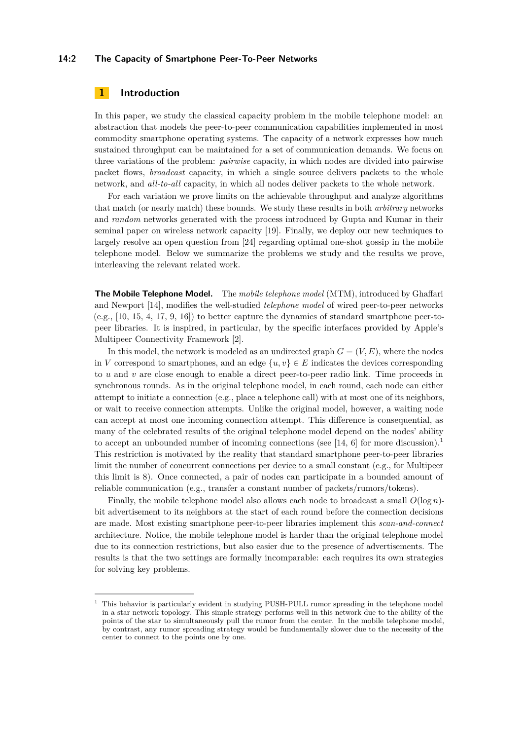## 1 Introduction

In this paper, we study the classical capacity problem in the mobile telephone model: an abstraction that models the peer-to-peer communication capabilities implemented in most commodity smartphone operating systems. The capacity of a network expresses how much sustained throughput can be maintained for a set of communication demands. We focus on three variations of the problem: *pairwise* capacity, in which nodes are divided into pairwise packet flows, *broadcast* capacity, in which a single source delivers packets to the whole network, and *all-to-all* capacity, in which all nodes deliver packets to the whole network.

For each variation we prove limits on the achievable throughput and analyze algorithms that match (or nearly match) these bounds. We study these results in both *arbitrary* networks and *random* networks generated with the process introduced by Gupta and Kumar in their seminal paper on wireless network capacity [19]. Finally, we deploy our new techniques to largely resolve an open question from [24] regarding optimal one-shot gossip in the mobile telephone model. Below we summarize the problems we study and the results we prove, interleaving the relevant related work.

**The Mobile Telephone Model.** The *mobile telephone model* (MTM), introduced by Ghaffari and Newport [14], modifies the well-studied *telephone model* of wired peer-to-peer networks (e.g., [10, 15, 4, 17, 9, 16]) to better capture the dynamics of standard smartphone peer-to-peer libraries. It is inspired, in particular, by the specific interfaces provided by Apple's Multipeer Connectivity Framework [2].

In this model, the network is modeled as an undirected graph $G = (V, E)$, where the nodes in $V$ correspond to smartphones, and an edge $\{u, v\} \in E$ indicates the devices corresponding to $u$ and $v$ are close enough to enable a direct peer-to-peer radio link. Time proceeds in synchronous rounds. As in the original telephone model, in each round, each node can either attempt to initiate a connection (e.g., place a telephone call) with at most one of its neighbors, or wait to receive connection attempts. Unlike the original model, however, a waiting node can accept at most one incoming connection attempt. This difference is consequential, as many of the celebrated results of the original telephone model depend on the nodes' ability to accept an unbounded number of incoming connections (see [14, 6] for more discussion).[1] This restriction is motivated by the reality that standard smartphone peer-to-peer libraries limit the number of concurrent connections per device to a small constant (e.g., for Multipeer this limit is 8). Once connected, a pair of nodes can participate in a bounded amount of reliable communication (e.g., transfer a constant number of packets/rumors/tokens).

Finally, the mobile telephone model also allows each node to broadcast a small $O(\log n)$-bit advertisement to its neighbors at the start of each round before the connection decisions are made. Most existing smartphone peer-to-peer libraries implement this *scan-and-connect* architecture. Notice, the mobile telephone model is harder than the original telephone model due to its connection restrictions, but also easier due to the presence of advertisements. The results is that the two settings are formally incomparable: each requires its own strategies for solving key problems.

---

[1] This behavior is particularly evident in studying PUSH-PULL rumor spreading in the telephone model in a star network topology. This simple strategy performs well in this network due to the ability of the points of the star to simultaneously pull the rumor from the center. In the mobile telephone model, by contrast, any rumor spreading strategy would be fundamentally slower due to the necessity of the center to connect to the points one by one.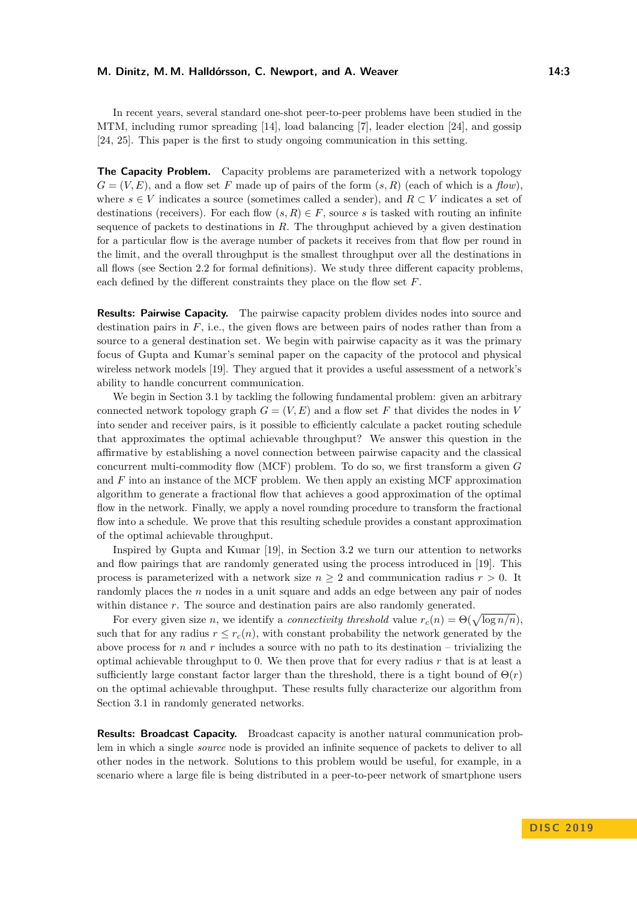In recent years, several standard one-shot peer-to-peer problems have been studied in the MTM, including rumor spreading [14], load balancing [7], leader election [24], and gossip [24, 25]. This paper is the first to study ongoing communication in this setting.

**The Capacity Problem.** Capacity problems are parameterized with a network topology $G = (V, E)$, and a flow set $F$ made up of pairs of the form $(s, R)$ (each of which is a *flow*), where $s \in V$ indicates a source (sometimes called a sender), and $R \subset V$ indicates a set of destinations (receivers). For each flow $(s, R) \in F$, source $s$ is tasked with routing an infinite sequence of packets to destinations in $R$. The throughput achieved by a given destination for a particular flow is the average number of packets it receives from that flow per round in the limit, and the overall throughput is the smallest throughput over all the destinations in all flows (see Section 2.2 for formal definitions). We study three different capacity problems, each defined by the different constraints they place on the flow set $F$.

**Results: Pairwise Capacity.** The pairwise capacity problem divides nodes into source and destination pairs in $F$, i.e., the given flows are between pairs of nodes rather than from a source to a general destination set. We begin with pairwise capacity as it was the primary focus of Gupta and Kumar's seminal paper on the capacity of the protocol and physical wireless network models [19]. They argued that it provides a useful assessment of a network's ability to handle concurrent communication.

We begin in Section 3.1 by tackling the following fundamental problem: given an arbitrary connected network topology graph $G = (V, E)$ and a flow set $F$ that divides the nodes in $V$ into sender and receiver pairs, is it possible to efficiently calculate a packet routing schedule that approximates the optimal achievable throughput? We answer this question in the affirmative by establishing a novel connection between pairwise capacity and the classical concurrent multi-commodity flow (MCF) problem. To do so, we first transform a given $G$ and $F$ into an instance of the MCF problem. We then apply an existing MCF approximation algorithm to generate a fractional flow that achieves a good approximation of the optimal flow in the network. Finally, we apply a novel rounding procedure to transform the fractional flow into a schedule. We prove that this resulting schedule provides a constant approximation of the optimal achievable throughput.

Inspired by Gupta and Kumar [19], in Section 3.2 we turn our attention to networks and flow pairings that are randomly generated using the process introduced in [19]. This process is parameterized with a network size $n \geq 2$ and communication radius $r > 0$. It randomly places the $n$ nodes in a unit square and adds an edge between any pair of nodes within distance $r$. The source and destination pairs are also randomly generated.

For every given size $n$, we identify a *connectivity threshold* value $r_c(n) = \Theta(\sqrt{\log n/n})$, such that for any radius $r \leq r_c(n)$, with constant probability the network generated by the above process for $n$ and $r$ includes a source with no path to its destination – trivializing the optimal achievable throughput to 0. We then prove that for every radius $r$ that is at least a sufficiently large constant factor larger than the threshold, there is a tight bound of $\Theta(r)$ on the optimal achievable throughput. These results fully characterize our algorithm from Section 3.1 in randomly generated networks.

**Results: Broadcast Capacity.** Broadcast capacity is another natural communication problem in which a single *source* node is provided an infinite sequence of packets to deliver to all other nodes in the network. Solutions to this problem would be useful, for example, in a scenario where a large file is being distributed in a peer-to-peer network of smartphone users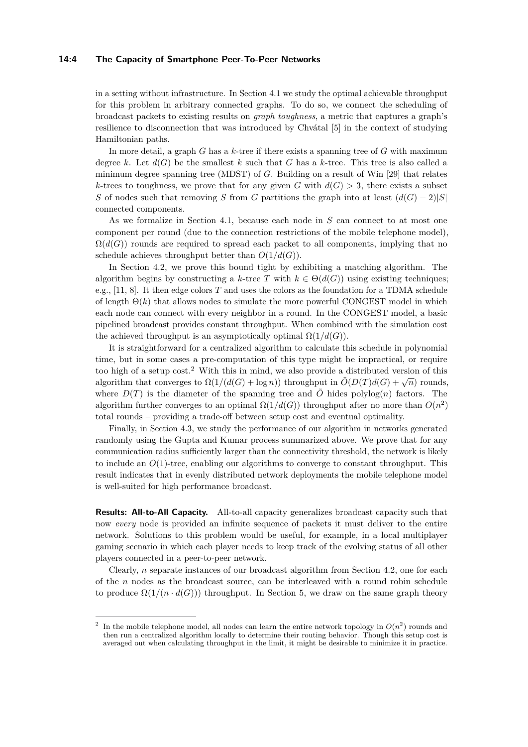in a setting without infrastructure. In Section 4.1 we study the optimal achievable throughput for this problem in arbitrary connected graphs. To do so, we connect the scheduling of broadcast packets to existing results on *graph toughness*, a metric that captures a graph's resilience to disconnection that was introduced by Chvátal [5] in the context of studying Hamiltonian paths.

In more detail, a graph $G$ has a $k$-tree if there exists a spanning tree of $G$ with maximum degree $k$. Let $d(G)$ be the smallest $k$ such that $G$ has a $k$-tree. This tree is also called a minimum degree spanning tree (MDST) of $G$. Building on a result of Win [29] that relates $k$-trees to toughness, we prove that for any given $G$ with $d(G) > 3$, there exists a subset $S$ of nodes such that removing $S$ from $G$ partitions the graph into at least $(d(G) - 2)|S|$ connected components.

As we formalize in Section 4.1, because each node in $S$ can connect to at most one component per round (due to the connection restrictions of the mobile telephone model), $\Omega(d(G))$ rounds are required to spread each packet to all components, implying that no schedule achieves throughput better than $O(1/d(G))$.

In Section 4.2, we prove this bound tight by exhibiting a matching algorithm. The algorithm begins by constructing a $k$-tree $T$ with $k \in \Theta(d(G))$ using existing techniques; e.g., [11, 8]. It then edge colors $T$ and uses the colors as the foundation for a TDMA schedule of length $\Theta(k)$ that allows nodes to simulate the more powerful CONGEST model in which each node can connect with every neighbor in a round. In the CONGEST model, a basic pipelined broadcast provides constant throughput. When combined with the simulation cost the achieved throughput is an asymptotically optimal $\Omega(1/d(G))$.

It is straightforward for a centralized algorithm to calculate this schedule in polynomial time, but in some cases a pre-computation of this type might be impractical, or require too high of a setup cost.[2] With this in mind, we also provide a distributed version of this algorithm that converges to $\Omega(1/(d(G) + \log n))$ throughput in $\tilde{O}(D(T)d(G) + \sqrt{n})$ rounds, where $D(T)$ is the diameter of the spanning tree and $\tilde{O}$ hides $\text{polylog}(n)$ factors. The algorithm further converges to an optimal $\Omega(1/d(G))$ throughput after no more than $O(n^2)$ total rounds – providing a trade-off between setup cost and eventual optimality.

Finally, in Section 4.3, we study the performance of our algorithm in networks generated randomly using the Gupta and Kumar process summarized above. We prove that for any communication radius sufficiently larger than the connectivity threshold, the network is likely to include an $O(1)$-tree, enabling our algorithms to converge to constant throughput. This result indicates that in evenly distributed network deployments the mobile telephone model is well-suited for high performance broadcast.

**Results: All-to-All Capacity.** All-to-all capacity generalizes broadcast capacity such that now *every* node is provided an infinite sequence of packets it must deliver to the entire network. Solutions to this problem would be useful, for example, in a local multiplayer gaming scenario in which each player needs to keep track of the evolving status of all other players connected in a peer-to-peer network.

Clearly, $n$ separate instances of our broadcast algorithm from Section 4.2, one for each of the $n$ nodes as the broadcast source, can be interleaved with a round robin schedule to produce $\Omega(1/(n \cdot d(G)))$ throughput. In Section 5, we draw on the same graph theory

[2] In the mobile telephone model, all nodes can learn the entire network topology in $O(n^2)$ rounds and then run a centralized algorithm locally to determine their routing behavior. Though this setup cost is averaged out when calculating throughput in the limit, it might be desirable to minimize it in practice.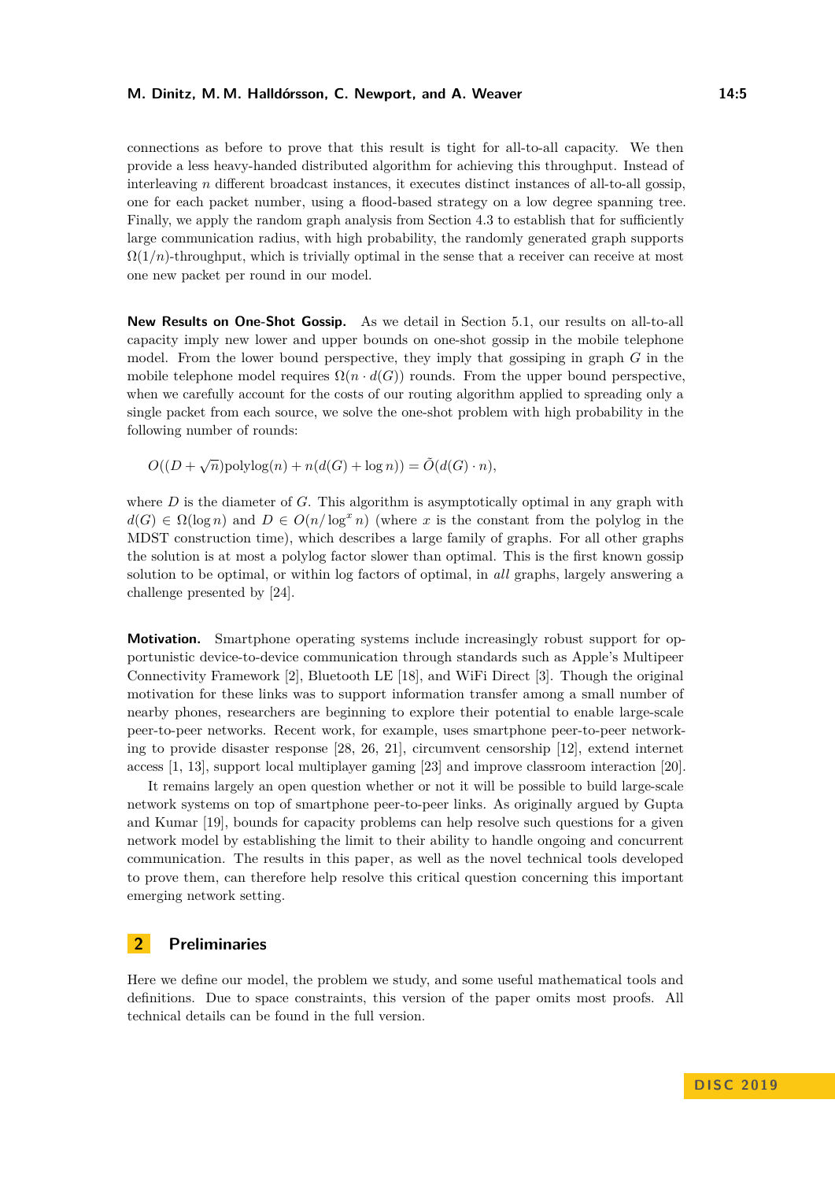connections as before to prove that this result is tight for all-to-all capacity. We then provide a less heavy-handed distributed algorithm for achieving this throughput. Instead of interleaving $n$ different broadcast instances, it executes distinct instances of all-to-all gossip, one for each packet number, using a flood-based strategy on a low degree spanning tree. Finally, we apply the random graph analysis from Section 4.3 to establish that for sufficiently large communication radius, with high probability, the randomly generated graph supports $\Omega(1/n)$-throughput, which is trivially optimal in the sense that a receiver can receive at most one new packet per round in our model.

**New Results on One-Shot Gossip.** As we detail in Section 5.1, our results on all-to-all capacity imply new lower and upper bounds on one-shot gossip in the mobile telephone model. From the lower bound perspective, they imply that gossiping in graph $G$ in the mobile telephone model requires $\Omega(n \cdot d(G))$ rounds. From the upper bound perspective, when we carefully account for the costs of our routing algorithm applied to spreading only a single packet from each source, we solve the one-shot problem with high probability in the following number of rounds:

$$O((D + \sqrt{n})\text{polylog}(n) + n(d(G) + \log n)) = \tilde{O}(d(G) \cdot n),$$

where $D$ is the diameter of $G$. This algorithm is asymptotically optimal in any graph with $d(G) \in \Omega(\log n)$ and $D \in O(n/\log^x n)$ (where $x$ is the constant from the polylog in the MDST construction time), which describes a large family of graphs. For all other graphs the solution is at most a polylog factor slower than optimal. This is the first known gossip solution to be optimal, or within log factors of optimal, in *all* graphs, largely answering a challenge presented by [24].

**Motivation.** Smartphone operating systems include increasingly robust support for opportunistic device-to-device communication through standards such as Apple's Multipeer Connectivity Framework [2], Bluetooth LE [18], and WiFi Direct [3]. Though the original motivation for these links was to support information transfer among a small number of nearby phones, researchers are beginning to explore their potential to enable large-scale peer-to-peer networks. Recent work, for example, uses smartphone peer-to-peer networking to provide disaster response [28, 26, 21], circumvent censorship [12], extend internet access [1, 13], support local multiplayer gaming [23] and improve classroom interaction [20].

It remains largely an open question whether or not it will be possible to build large-scale network systems on top of smartphone peer-to-peer links. As originally argued by Gupta and Kumar [19], bounds for capacity problems can help resolve such questions for a given network model by establishing the limit to their ability to handle ongoing and concurrent communication. The results in this paper, as well as the novel technical tools developed to prove them, can therefore help resolve this critical question concerning this important emerging network setting.

## 2 Preliminaries

Here we define our model, the problem we study, and some useful mathematical tools and definitions. Due to space constraints, this version of the paper omits most proofs. All technical details can be found in the full version.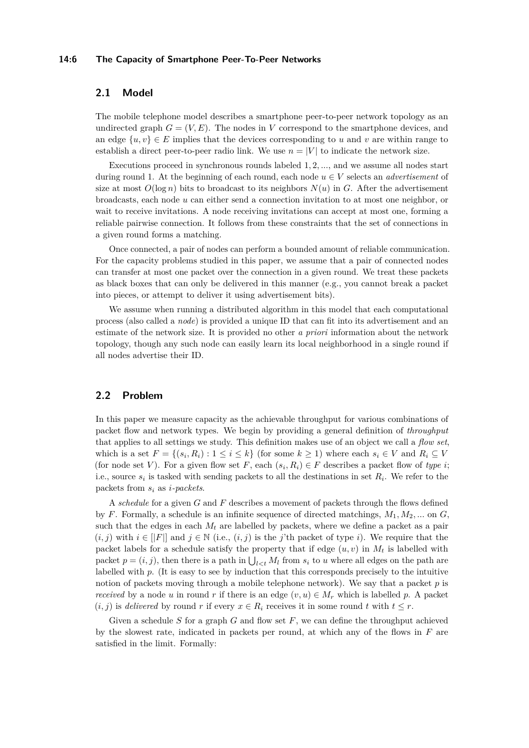## 2.1 Model

The mobile telephone model describes a smartphone peer-to-peer network topology as an undirected graph $G = (V, E)$. The nodes in $V$ correspond to the smartphone devices, and an edge $\{u, v\} \in E$ implies that the devices corresponding to $u$ and $v$ are within range to establish a direct peer-to-peer radio link. We use $n = |V|$ to indicate the network size.

Executions proceed in synchronous rounds labeled $1, 2, ...,$ and we assume all nodes start during round 1. At the beginning of each round, each node $u \in V$ selects an *advertisement* of size at most $O(\log n)$ bits to broadcast to its neighbors $N(u)$ in $G$. After the advertisement broadcasts, each node $u$ can either send a connection invitation to at most one neighbor, or wait to receive invitations. A node receiving invitations can accept at most one, forming a reliable pairwise connection. It follows from these constraints that the set of connections in a given round forms a matching.

Once connected, a pair of nodes can perform a bounded amount of reliable communication. For the capacity problems studied in this paper, we assume that a pair of connected nodes can transfer at most one packet over the connection in a given round. We treat these packets as black boxes that can only be delivered in this manner (e.g., you cannot break a packet into pieces, or attempt to deliver it using advertisement bits).

We assume when running a distributed algorithm in this model that each computational process (also called a *node*) is provided a unique ID that can fit into its advertisement and an estimate of the network size. It is provided no other *a priori* information about the network topology, though any such node can easily learn its local neighborhood in a single round if all nodes advertise their ID.

## 2.2 Problem

In this paper we measure capacity as the achievable throughput for various combinations of packet flow and network types. We begin by providing a general definition of *throughput* that applies to all settings we study. This definition makes use of an object we call a *flow set*, which is a set $F = \{(s_i, R_i) : 1 \leq i \leq k\}$ (for some $k \geq 1$) where each $s_i \in V$ and $R_i \subseteq V$ (for node set $V$). For a given flow set $F$, each $(s_i, R_i) \in F$ describes a packet flow of *type* $i$; i.e., source $s_i$ is tasked with sending packets to all the destinations in set $R_i$. We refer to the packets from $s_i$ as *$i$-packets*.

A *schedule* for a given $G$ and $F$ describes a movement of packets through the flows defined by $F$. Formally, a schedule is an infinite sequence of directed matchings, $M_1, M_2, ...$ on $G$, such that the edges in each $M_t$ are labelled by packets, where we define a packet as a pair $(i, j)$ with $i \in [|F|]$ and $j \in \mathbb{N}$ (i.e., $(i, j)$ is the $j$'th packet of type $i$). We require that the packet labels for a schedule satisfy the property that if edge $(u, v)$ in $M_t$ is labelled with packet $p = (i, j)$, then there is a path in $\bigcup_{l<t} M_l$ from $s_i$ to $u$ where all edges on the path are labelled with $p$. (It is easy to see by induction that this corresponds precisely to the intuitive notion of packets moving through a mobile telephone network). We say that a packet $p$ is *received* by a node $u$ in round $r$ if there is an edge $(v, u) \in M_r$ which is labelled $p$. A packet $(i, j)$ is *delivered* by round $r$ if every $x \in R_i$ receives it in some round $t$ with $t \leq r$.

Given a schedule $S$ for a graph $G$ and flow set $F$, we can define the throughput achieved by the slowest rate, indicated in packets per round, at which any of the flows in $F$ are satisfied in the limit. Formally: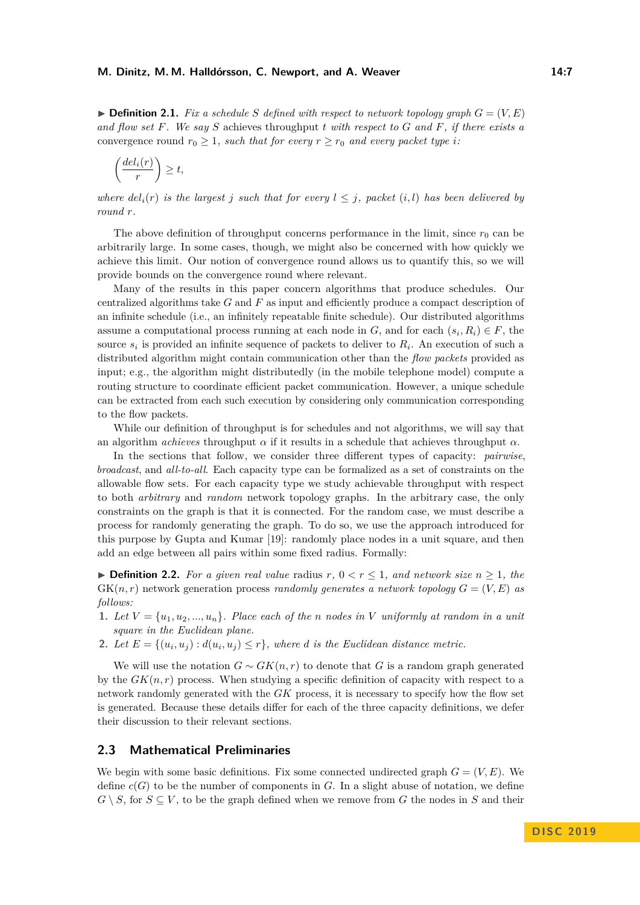▶ **Definition 2.1.** *Fix a schedule $S$ defined with respect to network topology graph $G = (V, E)$ and flow set $F$. We say $S$* achieves throughput $t$ *with respect to $G$ and $F$, if there exists a* convergence round $r_0 \geq 1$*, such that for every $r \geq r_0$ and every packet type $i$:*

$$\left(\frac{del_i(r)}{r}\right) \geq t,$$

*where $del_i(r)$ is the largest $j$ such that for every $l \leq j$, packet $(i, l)$ has been delivered by round $r$.*

The above definition of throughput concerns performance in the limit, since $r_0$ can be arbitrarily large. In some cases, though, we might also be concerned with how quickly we achieve this limit. Our notion of convergence round allows us to quantify this, so we will provide bounds on the convergence round where relevant.

Many of the results in this paper concern algorithms that produce schedules. Our centralized algorithms take $G$ and $F$ as input and efficiently produce a compact description of an infinite schedule (i.e., an infinitely repeatable finite schedule). Our distributed algorithms assume a computational process running at each node in $G$, and for each $(s_i, R_i) \in F$, the source $s_i$ is provided an infinite sequence of packets to deliver to $R_i$. An execution of such a distributed algorithm might contain communication other than the *flow packets* provided as input; e.g., the algorithm might distributedly (in the mobile telephone model) compute a routing structure to coordinate efficient packet communication. However, a unique schedule can be extracted from each such execution by considering only communication corresponding to the flow packets.

While our definition of throughput is for schedules and not algorithms, we will say that an algorithm *achieves* throughput $\alpha$ if it results in a schedule that achieves throughput $\alpha$.

In the sections that follow, we consider three different types of capacity: *pairwise*, *broadcast*, and *all-to-all*. Each capacity type can be formalized as a set of constraints on the allowable flow sets. For each capacity type we study achievable throughput with respect to both *arbitrary* and *random* network topology graphs. In the arbitrary case, the only constraints on the graph is that it is connected. For the random case, we must describe a process for randomly generating the graph. To do so, we use the approach introduced for this purpose by Gupta and Kumar [19]: randomly place nodes in a unit square, and then add an edge between all pairs within some fixed radius. Formally:

▶ **Definition 2.2.** *For a given real value* radius $r$*, $0 < r \leq 1$, and network size $n \geq 1$, the* $\mathrm{GK}(n, r)$ network generation process *randomly generates a network topology $G = (V, E)$ as follows:*

1. *Let $V = \{u_1, u_2, ..., u_n\}$. Place each of the $n$ nodes in $V$ uniformly at random in a unit square in the Euclidean plane.*
2. *Let $E = \{(u_i, u_j) : d(u_i, u_j) \leq r\}$, where $d$ is the Euclidean distance metric.*

We will use the notation $G \sim GK(n, r)$ to denote that $G$ is a random graph generated by the $GK(n, r)$ process. When studying a specific definition of capacity with respect to a network randomly generated with the $GK$ process, it is necessary to specify how the flow set is generated. Because these details differ for each of the three capacity definitions, we defer their discussion to their relevant sections.

## 2.3 Mathematical Preliminaries

We begin with some basic definitions. Fix some connected undirected graph $G = (V, E)$. We define $c(G)$ to be the number of components in $G$. In a slight abuse of notation, we define $G \setminus S$, for $S \subseteq V$, to be the graph defined when we remove from $G$ the nodes in $S$ and their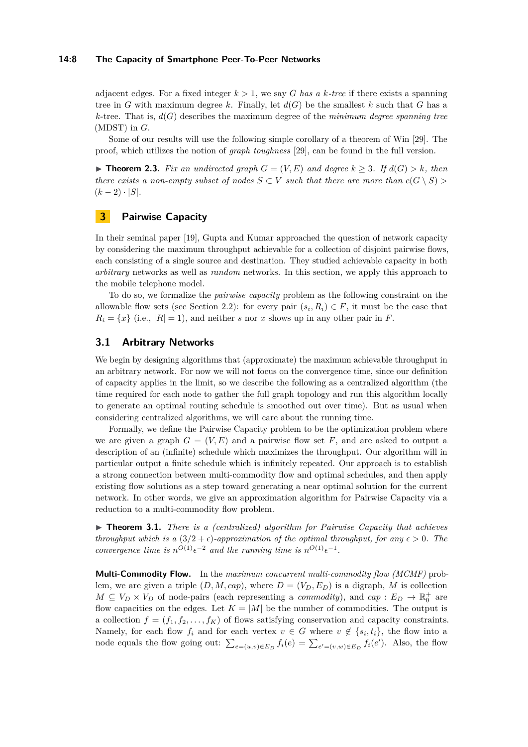adjacent edges. For a fixed integer $k > 1$, we say $G$ *has a $k$-tree* if there exists a spanning tree in $G$ with maximum degree $k$. Finally, let $d(G)$ be the smallest $k$ such that $G$ has a $k$-tree. That is, $d(G)$ describes the maximum degree of the *minimum degree spanning tree* (MDST) in $G$.

Some of our results will use the following simple corollary of a theorem of Win [29]. The proof, which utilizes the notion of *graph toughness* [29], can be found in the full version.

▶ **Theorem 2.3.** *Fix an undirected graph $G = (V, E)$ and degree $k \geq 3$. If $d(G) > k$, then there exists a non-empty subset of nodes $S \subset V$ such that there are more than $c(G \setminus S) > (k-2) \cdot |S|$.*

## 3 Pairwise Capacity

In their seminal paper [19], Gupta and Kumar approached the question of network capacity by considering the maximum throughput achievable for a collection of disjoint pairwise flows, each consisting of a single source and destination. They studied achievable capacity in both *arbitrary* networks as well as *random* networks. In this section, we apply this approach to the mobile telephone model.

To do so, we formalize the *pairwise capacity* problem as the following constraint on the allowable flow sets (see Section 2.2): for every pair $(s_i, R_i) \in F$, it must be the case that $R_i = \{x\}$ (i.e., $|R| = 1$), and neither $s$ nor $x$ shows up in any other pair in $F$.

### 3.1 Arbitrary Networks

We begin by designing algorithms that (approximate) the maximum achievable throughput in an arbitrary network. For now we will not focus on the convergence time, since our definition of capacity applies in the limit, so we describe the following as a centralized algorithm (the time required for each node to gather the full graph topology and run this algorithm locally to generate an optimal routing schedule is smoothed out over time). But as usual when considering centralized algorithms, we will care about the running time.

Formally, we define the Pairwise Capacity problem to be the optimization problem where we are given a graph $G = (V, E)$ and a pairwise flow set $F$, and are asked to output a description of an (infinite) schedule which maximizes the throughput. Our algorithm will in particular output a finite schedule which is infinitely repeated. Our approach is to establish a strong connection between multi-commodity flow and optimal schedules, and then apply existing flow solutions as a step toward generating a near optimal solution for the current network. In other words, we give an approximation algorithm for Pairwise Capacity via a reduction to a multi-commodity flow problem.

▶ **Theorem 3.1.** *There is a (centralized) algorithm for Pairwise Capacity that achieves throughput which is a $(3/2 + \epsilon)$-approximation of the optimal throughput, for any $\epsilon > 0$. The convergence time is $n^{O(1)}\epsilon^{-2}$ and the running time is $n^{O(1)}\epsilon^{-1}$.*

**Multi-Commodity Flow.** In the *maximum concurrent multi-commodity flow (MCMF)* problem, we are given a triple $(D, M, cap)$, where $D = (V_D, E_D)$ is a digraph, $M$ is collection $M \subseteq V_D \times V_D$ of node-pairs (each representing a *commodity*), and $cap : E_D \to \mathbb{R}_0^+$ are flow capacities on the edges. Let $K = |M|$ be the number of commodities. The output is a collection $f = (f_1, f_2, \ldots, f_K)$ of flows satisfying conservation and capacity constraints. Namely, for each flow $f_i$ and for each vertex $v \in G$ where $v \notin \{s_i, t_i\}$, the flow into a node equals the flow going out: $\sum_{e=(u,v) \in E_D} f_i(e) = \sum_{e'=(v,w) \in E_D} f_i(e')$. Also, the flow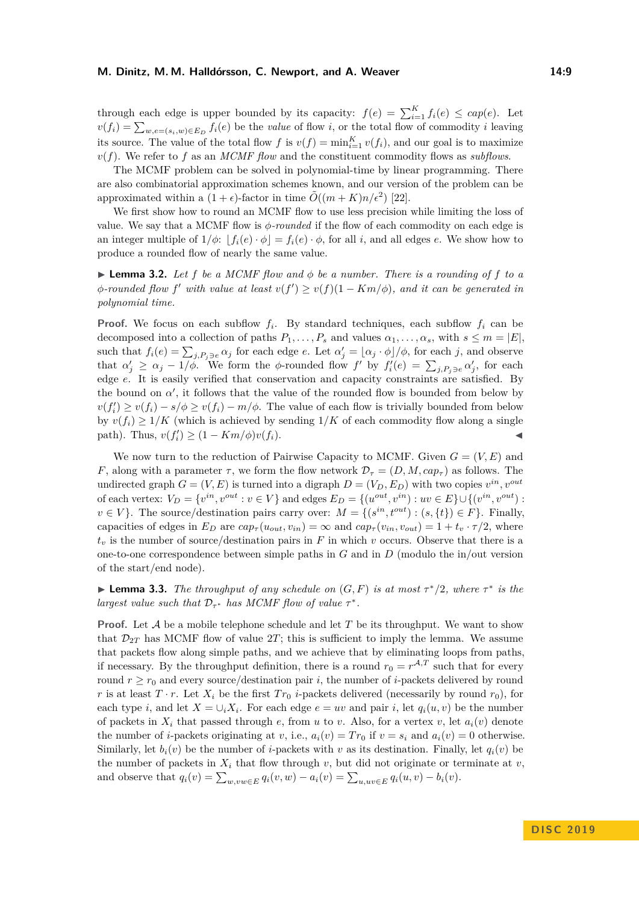through each edge is upper bounded by its capacity: $f(e) = \sum_{i=1}^{K} f_i(e) \leq cap(e)$. Let $v(f_i) = \sum_{w,e=(s_i,w)\in E_D} f_i(e)$ be the *value* of flow $i$, or the total flow of commodity $i$ leaving its source. The value of the total flow $f$ is $v(f) = \min_{i=1}^{K} v(f_i)$, and our goal is to maximize $v(f)$. We refer to $f$ as an *MCMF flow* and the constituent commodity flows as *subflows*.

The MCMF problem can be solved in polynomial-time by linear programming. There are also combinatorial approximation schemes known, and our version of the problem can be approximated within a $(1+\epsilon)$-factor in time $\tilde{O}((m+K)n/\epsilon^2)$ [22].

We first show how to round an MCMF flow to use less precision while limiting the loss of value. We say that a MCMF flow is *$\phi$-rounded* if the flow of each commodity on each edge is an integer multiple of $1/\phi$: $\lfloor f_i(e) \cdot \phi \rfloor = f_i(e) \cdot \phi$, for all $i$, and all edges $e$. We show how to produce a rounded flow of nearly the same value.

▶ **Lemma 3.2.** *Let $f$ be a MCMF flow and $\phi$ be a number. There is a rounding of $f$ to a $\phi$-rounded flow $f'$ with value at least $v(f') \geq v(f)(1 - Km/\phi)$, and it can be generated in polynomial time.*

**Proof.** We focus on each subflow $f_i$. By standard techniques, each subflow $f_i$ can be decomposed into a collection of paths $P_1, \ldots, P_s$ and values $\alpha_1, \ldots, \alpha_s$, with $s \leq m = |E|$, such that $f_i(e) = \sum_{j,P_j \ni e} \alpha_j$ for each edge $e$. Let $\alpha'_j = \lfloor \alpha_j \cdot \phi \rfloor / \phi$, for each $j$, and observe that $\alpha'_j \geq \alpha_j - 1/\phi$. We form the $\phi$-rounded flow $f'$ by $f'_i(e) = \sum_{j,P_j \ni e} \alpha'_j$, for each edge $e$. It is easily verified that conservation and capacity constraints are satisfied. By the bound on $\alpha'$, it follows that the value of the rounded flow is bounded from below by $v(f'_i) \geq v(f_i) - s/\phi \geq v(f_i) - m/\phi$. The value of each flow is trivially bounded from below by $v(f_i) \geq 1/K$ (which is achieved by sending $1/K$ of each commodity flow along a single path). Thus, $v(f'_i) \geq (1 - Km/\phi)v(f_i)$. ◀

We now turn to the reduction of Pairwise Capacity to MCMF. Given $G = (V, E)$ and $F$, along with a parameter $\tau$, we form the flow network $\mathcal{D}_\tau = (D, M, cap_\tau)$ as follows. The undirected graph $G = (V, E)$ is turned into a digraph $D = (V_D, E_D)$ with two copies $v^{in}, v^{out}$ of each vertex: $V_D = \{v^{in}, v^{out} : v \in V\}$ and edges $E_D = \{(u^{out}, v^{in}) : uv \in E\} \cup \{(v^{in}, v^{out}) : v \in V\}$. The source/destination pairs carry over: $M = \{(s^{in}, t^{out}) : (s, \{t\}) \in F\}$. Finally, capacities of edges in $E_D$ are $cap_\tau(u_{out}, v_{in}) = \infty$ and $cap_\tau(v_{in}, v_{out}) = 1 + t_v \cdot \tau/2$, where $t_v$ is the number of source/destination pairs in $F$ in which $v$ occurs. Observe that there is a one-to-one correspondence between simple paths in $G$ and in $D$ (modulo the in/out version of the start/end node).

▶ **Lemma 3.3.** *The throughput of any schedule on $(G, F)$ is at most $\tau^*/2$, where $\tau^*$ is the largest value such that $\mathcal{D}_{\tau^*}$ has MCMF flow of value $\tau^*$.*

**Proof.** Let $\mathcal{A}$ be a mobile telephone schedule and let $T$ be its throughput. We want to show that $\mathcal{D}_{2T}$ has MCMF flow of value $2T$; this is sufficient to imply the lemma. We assume that packets flow along simple paths, and we achieve that by eliminating loops from paths, if necessary. By the throughput definition, there is a round $r_0 = r^{\mathcal{A},T}$ such that for every round $r \geq r_0$ and every source/destination pair $i$, the number of $i$-packets delivered by round $r$ is at least $T \cdot r$. Let $X_i$ be the first $Tr_0$ $i$-packets delivered (necessarily by round $r_0$), for each type $i$, and let $X = \cup_i X_i$. For each edge $e = uv$ and pair $i$, let $q_i(u, v)$ be the number of packets in $X_i$ that passed through $e$, from $u$ to $v$. Also, for a vertex $v$, let $a_i(v)$ denote the number of $i$-packets originating at $v$, i.e., $a_i(v) = Tr_0$ if $v = s_i$ and $a_i(v) = 0$ otherwise. Similarly, let $b_i(v)$ be the number of $i$-packets with $v$ as its destination. Finally, let $q_i(v)$ be the number of packets in $X_i$ that flow through $v$, but did not originate or terminate at $v$, and observe that $q_i(v) = \sum_{w,vw\in E} q_i(v, w) - a_i(v) = \sum_{u,uv\in E} q_i(u, v) - b_i(v)$.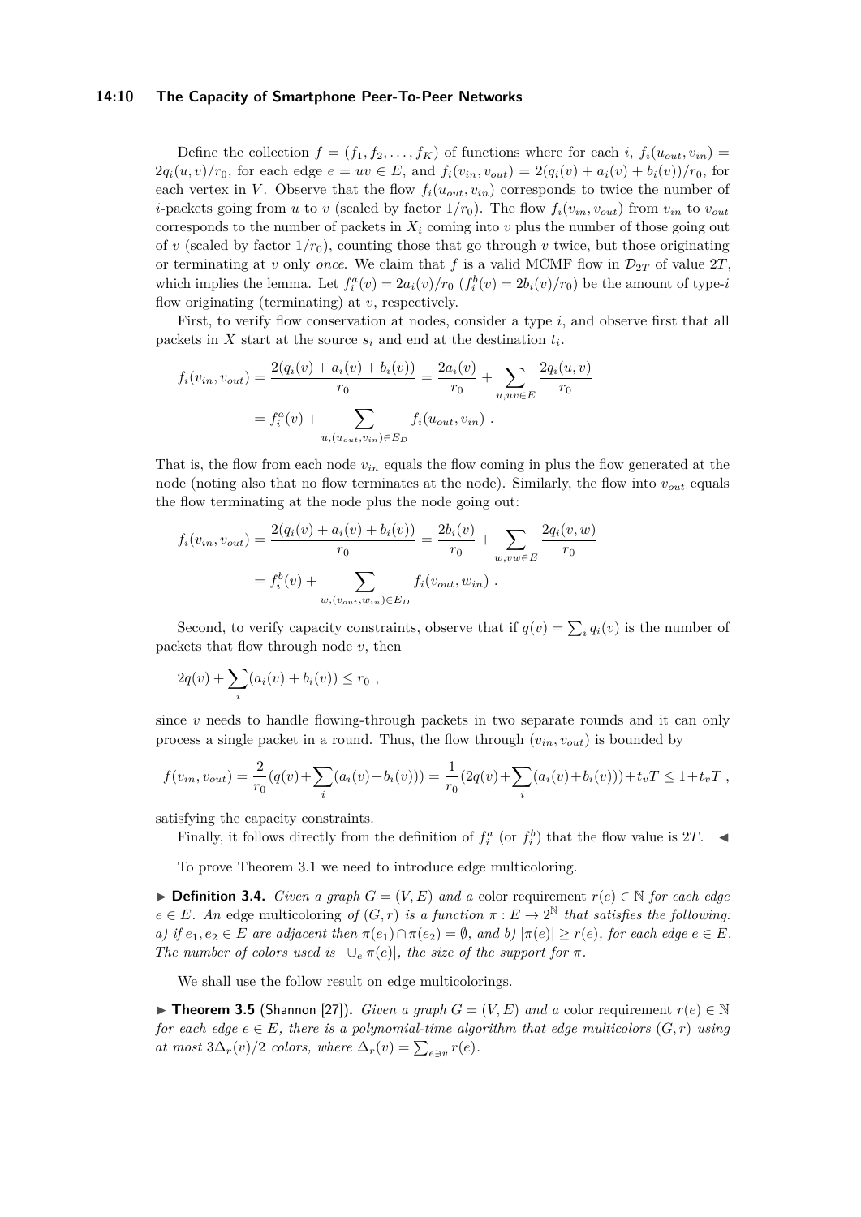Define the collection $f = (f_1, f_2, \ldots, f_K)$ of functions where for each $i$, $f_i(u_{out}, v_{in}) = 2q_i(u,v)/r_0$, for each edge $e = uv \in E$, and $f_i(v_{in}, v_{out}) = 2(q_i(v) + a_i(v) + b_i(v))/r_0$, for each vertex in $V$. Observe that the flow $f_i(u_{out}, v_{in})$ corresponds to twice the number of $i$-packets going from $u$ to $v$ (scaled by factor $1/r_0$). The flow $f_i(v_{in}, v_{out})$ from $v_{in}$ to $v_{out}$ corresponds to the number of packets in $X_i$ coming into $v$ plus the number of those going out of $v$ (scaled by factor $1/r_0$), counting those that go through $v$ twice, but those originating or terminating at $v$ only *once*. We claim that $f$ is a valid MCMF flow in $\mathcal{D}_{2T}$ of value $2T$, which implies the lemma. Let $f_i^a(v) = 2a_i(v)/r_0$ ($f_i^b(v) = 2b_i(v)/r_0$) be the amount of type-$i$ flow originating (terminating) at $v$, respectively.

First, to verify flow conservation at nodes, consider a type $i$, and observe first that all packets in $X$ start at the source $s_i$ and end at the destination $t_i$.

$$f_i(v_{in}, v_{out}) = \frac{2(q_i(v) + a_i(v) + b_i(v))}{r_0} = \frac{2a_i(v)}{r_0} + \sum_{u, uv \in E} \frac{2q_i(u,v)}{r_0}$$
$$= f_i^a(v) + \sum_{u, (u_{out}, v_{in}) \in E_D} f_i(u_{out}, v_{in}) \ .$$

That is, the flow from each node $v_{in}$ equals the flow coming in plus the flow generated at the node (noting also that no flow terminates at the node). Similarly, the flow into $v_{out}$ equals the flow terminating at the node plus the node going out:

$$f_i(v_{in}, v_{out}) = \frac{2(q_i(v) + a_i(v) + b_i(v))}{r_0} = \frac{2b_i(v)}{r_0} + \sum_{w, vw \in E} \frac{2q_i(v,w)}{r_0}$$
$$= f_i^b(v) + \sum_{w, (v_{out}, w_{in}) \in E_D} f_i(v_{out}, w_{in}) \ .$$

Second, to verify capacity constraints, observe that if $q(v) = \sum_i q_i(v)$ is the number of packets that flow through node $v$, then

$$2q(v) + \sum_i (a_i(v) + b_i(v)) \le r_0 \ ,$$

since $v$ needs to handle flowing-through packets in two separate rounds and it can only process a single packet in a round. Thus, the flow through $(v_{in}, v_{out})$ is bounded by

$$f(v_{in}, v_{out}) = \frac{2}{r_0}(q(v) + \sum_i (a_i(v) + b_i(v))) = \frac{1}{r_0}(2q(v) + \sum_i (a_i(v) + b_i(v))) + t_v T \le 1 + t_v T \ ,$$

satisfying the capacity constraints.

Finally, it follows directly from the definition of $f_i^a$ (or $f_i^b$) that the flow value is $2T$. ◀

To prove Theorem 3.1 we need to introduce edge multicoloring.

▶ **Definition 3.4.** *Given a graph $G = (V, E)$ and a* color requirement *$r(e) \in \mathbb{N}$ for each edge $e \in E$. An* edge multicoloring *of $(G, r)$ is a function $\pi : E \to 2^{\mathbb{N}}$ that satisfies the following: a) if $e_1, e_2 \in E$ are adjacent then $\pi(e_1) \cap \pi(e_2) = \emptyset$, and b) $|\pi(e)| \ge r(e)$, for each edge $e \in E$. The number of colors used is $|\cup_e \pi(e)|$, the size of the support for $\pi$.*

We shall use the follow result on edge multicolorings.

▶ **Theorem 3.5** (Shannon [27])**.** *Given a graph $G = (V, E)$ and a* color requirement *$r(e) \in \mathbb{N}$ for each edge $e \in E$, there is a polynomial-time algorithm that edge multicolors $(G, r)$ using at most $3\Delta_r(v)/2$ colors, where $\Delta_r(v) = \sum_{e \ni v} r(e)$.*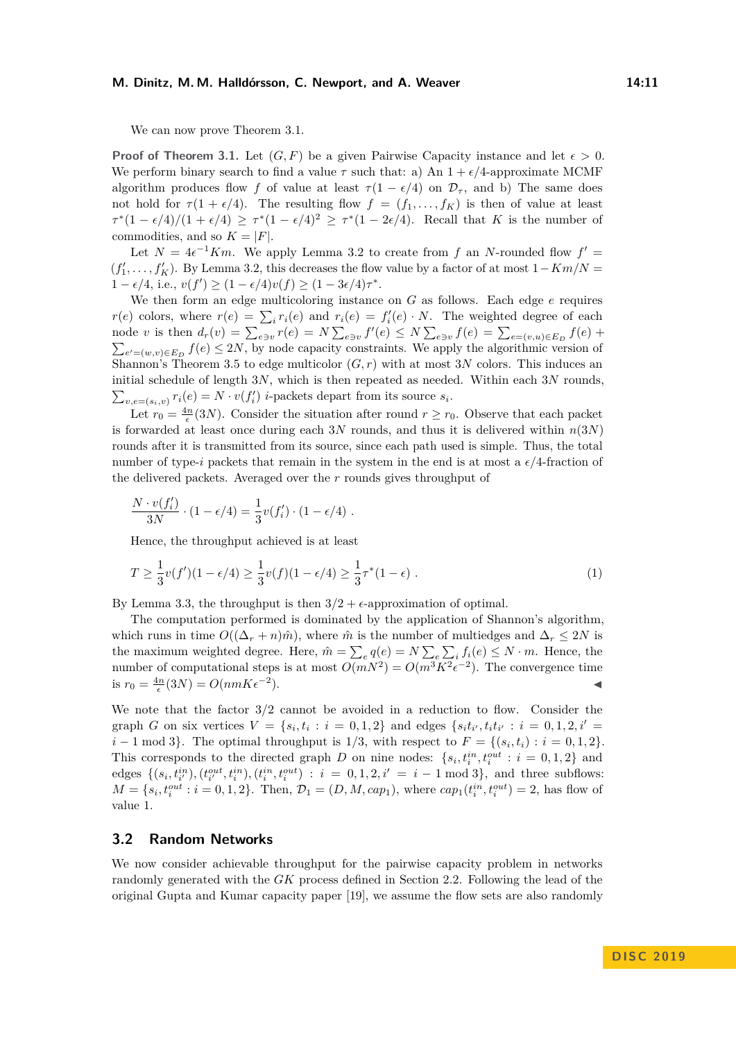We can now prove Theorem 3.1.

**Proof of Theorem 3.1.** Let $(G, F)$ be a given Pairwise Capacity instance and let $\epsilon > 0$. We perform binary search to find a value $\tau$ such that: a) An $1 + \epsilon/4$-approximate MCMF algorithm produces flow $f$ of value at least $\tau(1 - \epsilon/4)$ on $\mathcal{D}_\tau$, and b) The same does not hold for $\tau(1 + \epsilon/4)$. The resulting flow $f = (f_1, \ldots, f_K)$ is then of value at least $\tau^*(1 - \epsilon/4)/(1 + \epsilon/4) \geq \tau^*(1 - \epsilon/4)^2 \geq \tau^*(1 - 2\epsilon/4)$. Recall that $K$ is the number of commodities, and so $K = |F|$.

Let $N = 4\epsilon^{-1}Km$. We apply Lemma 3.2 to create from $f$ an $N$-rounded flow $f' = (f'_1, \ldots, f'_K)$. By Lemma 3.2, this decreases the flow value by a factor of at most $1 - Km/N = 1 - \epsilon/4$, i.e., $v(f') \geq (1 - \epsilon/4)v(f) \geq (1 - 3\epsilon/4)\tau^*$.

We then form an edge multicoloring instance on $G$ as follows. Each edge $e$ requires $r(e)$ colors, where $r(e) = \sum_i r_i(e)$ and $r_i(e) = f'_i(e) \cdot N$. The weighted degree of each node $v$ is then $d_r(v) = \sum_{e \ni v} r(e) = N \sum_{e \ni v} f'(e) \leq N \sum_{e \ni v} f(e) = \sum_{e=(v,u) \in E_D} f(e) + \sum_{e'=(w,v) \in E_D} f(e) \leq 2N$, by node capacity constraints. We apply the algorithmic version of Shannon's Theorem 3.5 to edge multicolor $(G, r)$ with at most $3N$ colors. This induces an initial schedule of length $3N$, which is then repeated as needed. Within each $3N$ rounds, $\sum_{v, e=(s_i, v)} r_i(e) = N \cdot v(f'_i)$ $i$-packets depart from its source $s_i$.

Let $r_0 = \frac{4n}{\epsilon}(3N)$. Consider the situation after round $r \geq r_0$. Observe that each packet is forwarded at least once during each $3N$ rounds, and thus it is delivered within $n(3N)$ rounds after it is transmitted from its source, since each path used is simple. Thus, the total number of type-$i$ packets that remain in the system in the end is at most a $\epsilon/4$-fraction of the delivered packets. Averaged over the $r$ rounds gives throughput of

$$\frac{N \cdot v(f'_i)}{3N} \cdot (1 - \epsilon/4) = \frac{1}{3} v(f'_i) \cdot (1 - \epsilon/4) \ .$$

Hence, the throughput achieved is at least

$$T \geq \frac{1}{3} v(f')(1 - \epsilon/4) \geq \frac{1}{3} v(f)(1 - \epsilon/4) \geq \frac{1}{3} \tau^*(1 - \epsilon) \ . \tag{1}$$

By Lemma 3.3, the throughput is then $3/2 + \epsilon$-approximation of optimal.

The computation performed is dominated by the application of Shannon's algorithm, which runs in time $O((\Delta_r + n)\hat{m})$, where $\hat{m}$ is the number of multiedges and $\Delta_r \leq 2N$ is the maximum weighted degree. Here, $\hat{m} = \sum_e q(e) = N \sum_e \sum_i f_i(e) \leq N \cdot m$. Hence, the number of computational steps is at most $O(mN^2) = O(m^3 K^2 \epsilon^{-2})$. The convergence time is $r_0 = \frac{4n}{\epsilon}(3N) = O(nmK\epsilon^{-2})$. ◀

We note that the factor $3/2$ cannot be avoided in a reduction to flow. Consider the graph $G$ on six vertices $V = \{s_i, t_i : i = 0, 1, 2\}$ and edges $\{s_i t_{i'}, t_i t_{i'} : i = 0, 1, 2, i' = i - 1 \bmod 3\}$. The optimal throughput is $1/3$, with respect to $F = \{(s_i, t_i) : i = 0, 1, 2\}$. This corresponds to the directed graph $D$ on nine nodes: $\{s_i, t_i^{in}, t_i^{out} : i = 0, 1, 2\}$ and edges $\{(s_i, t_{i'}^{in}), (t_{i'}^{out}, t_i^{in}), (t_i^{in}, t_i^{out}) : i = 0, 1, 2, i' = i - 1 \bmod 3\}$, and three subflows: $M = \{s_i, t_i^{out} : i = 0, 1, 2\}$. Then, $\mathcal{D}_1 = (D, M, cap_1)$, where $cap_1(t_i^{in}, t_i^{out}) = 2$, has flow of value 1.

## 3.2 Random Networks

We now consider achievable throughput for the pairwise capacity problem in networks randomly generated with the *GK* process defined in Section 2.2. Following the lead of the original Gupta and Kumar capacity paper [19], we assume the flow sets are also randomly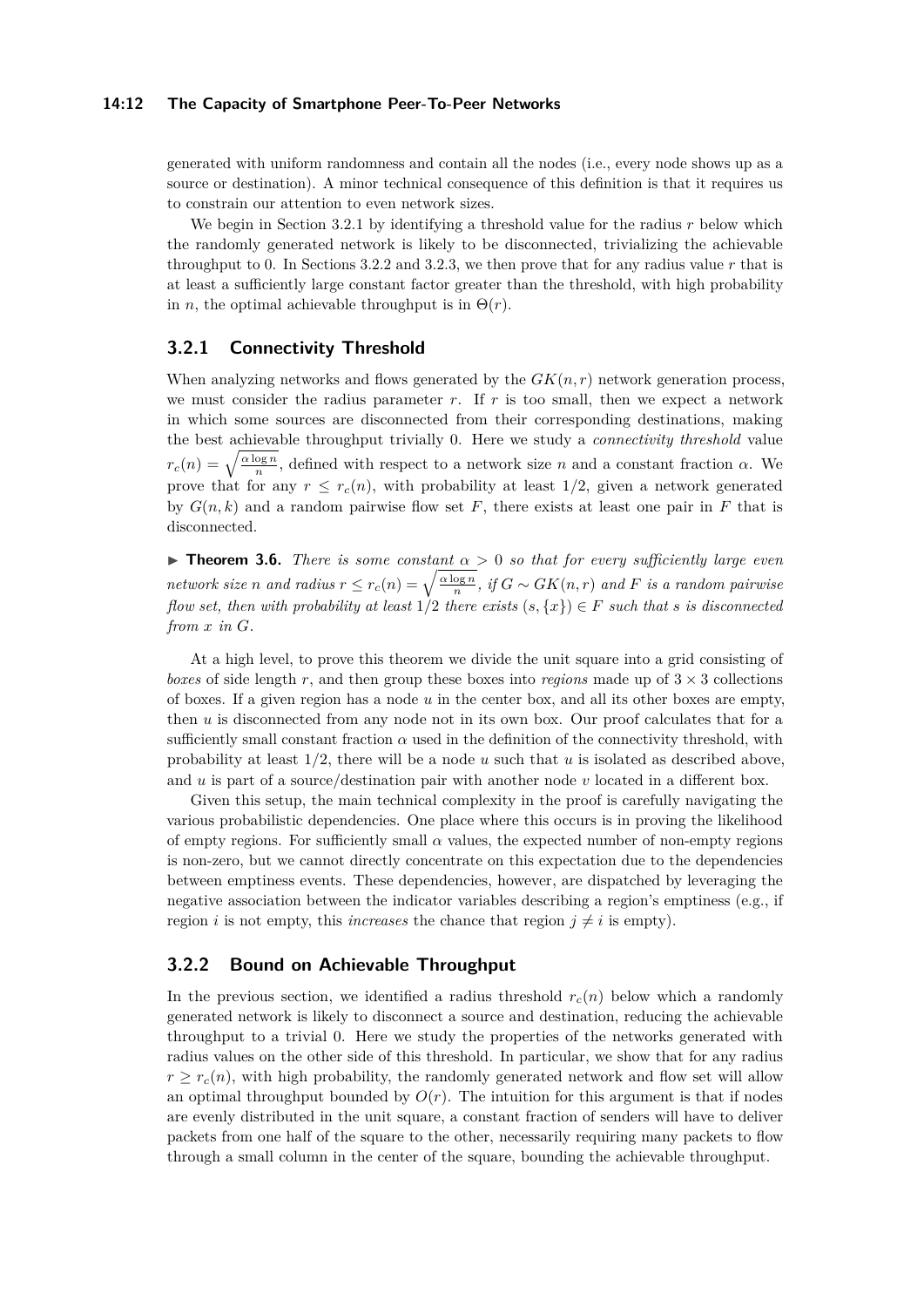generated with uniform randomness and contain all the nodes (i.e., every node shows up as a source or destination). A minor technical consequence of this definition is that it requires us to constrain our attention to even network sizes.

We begin in Section 3.2.1 by identifying a threshold value for the radius $r$ below which the randomly generated network is likely to be disconnected, trivializing the achievable throughput to 0. In Sections 3.2.2 and 3.2.3, we then prove that for any radius value $r$ that is at least a sufficiently large constant factor greater than the threshold, with high probability in $n$, the optimal achievable throughput is in $\Theta(r)$.

### 3.2.1 Connectivity Threshold

When analyzing networks and flows generated by the $GK(n, r)$ network generation process, we must consider the radius parameter $r$. If $r$ is too small, then we expect a network in which some sources are disconnected from their corresponding destinations, making the best achievable throughput trivially 0. Here we study a *connectivity threshold* value $r_c(n) = \sqrt{\frac{\alpha \log n}{n}}$, defined with respect to a network size $n$ and a constant fraction $\alpha$. We prove that for any $r \leq r_c(n)$, with probability at least 1/2, given a network generated by $G(n, k)$ and a random pairwise flow set $F$, there exists at least one pair in $F$ that is disconnected.

▶ **Theorem 3.6.** *There is some constant $\alpha > 0$ so that for every sufficiently large even network size $n$ and radius $r \leq r_c(n) = \sqrt{\frac{\alpha \log n}{n}}$, if $G \sim GK(n, r)$ and $F$ is a random pairwise flow set, then with probability at least $1/2$ there exists $(s, \{x\}) \in F$ such that $s$ is disconnected from $x$ in $G$.*

At a high level, to prove this theorem we divide the unit square into a grid consisting of *boxes* of side length $r$, and then group these boxes into *regions* made up of $3 \times 3$ collections of boxes. If a given region has a node $u$ in the center box, and all its other boxes are empty, then $u$ is disconnected from any node not in its own box. Our proof calculates that for a sufficiently small constant fraction $\alpha$ used in the definition of the connectivity threshold, with probability at least 1/2, there will be a node $u$ such that $u$ is isolated as described above, and $u$ is part of a source/destination pair with another node $v$ located in a different box.

Given this setup, the main technical complexity in the proof is carefully navigating the various probabilistic dependencies. One place where this occurs is in proving the likelihood of empty regions. For sufficiently small $\alpha$ values, the expected number of non-empty regions is non-zero, but we cannot directly concentrate on this expectation due to the dependencies between emptiness events. These dependencies, however, are dispatched by leveraging the negative association between the indicator variables describing a region's emptiness (e.g., if region $i$ is not empty, this *increases* the chance that region $j \neq i$ is empty).

### 3.2.2 Bound on Achievable Throughput

In the previous section, we identified a radius threshold $r_c(n)$ below which a randomly generated network is likely to disconnect a source and destination, reducing the achievable throughput to a trivial 0. Here we study the properties of the networks generated with radius values on the other side of this threshold. In particular, we show that for any radius $r \geq r_c(n)$, with high probability, the randomly generated network and flow set will allow an optimal throughput bounded by $O(r)$. The intuition for this argument is that if nodes are evenly distributed in the unit square, a constant fraction of senders will have to deliver packets from one half of the square to the other, necessarily requiring many packets to flow through a small column in the center of the square, bounding the achievable throughput.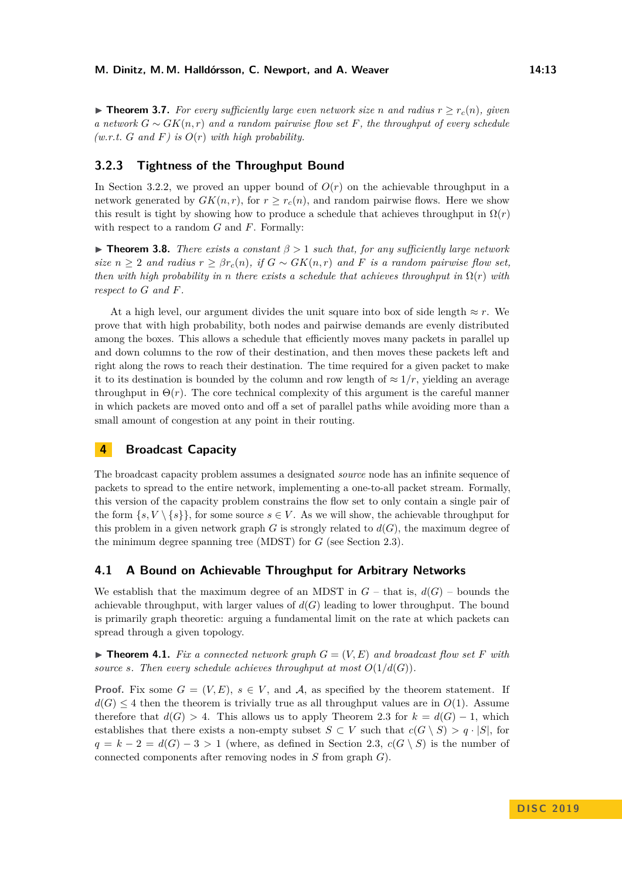▶ **Theorem 3.7.** *For every sufficiently large even network size $n$ and radius $r \geq r_c(n)$, given a network $G \sim GK(n, r)$ and a random pairwise flow set $F$, the throughput of every schedule (w.r.t. $G$ and $F$) is $O(r)$ with high probability.*

### 3.2.3 Tightness of the Throughput Bound

In Section 3.2.2, we proved an upper bound of $O(r)$ on the achievable throughput in a network generated by $GK(n, r)$, for $r \geq r_c(n)$, and random pairwise flows. Here we show this result is tight by showing how to produce a schedule that achieves throughput in $\Omega(r)$ with respect to a random $G$ and $F$. Formally:

▶ **Theorem 3.8.** *There exists a constant $\beta > 1$ such that, for any sufficiently large network size $n \geq 2$ and radius $r \geq \beta r_c(n)$, if $G \sim GK(n, r)$ and $F$ is a random pairwise flow set, then with high probability in $n$ there exists a schedule that achieves throughput in $\Omega(r)$ with respect to $G$ and $F$.*

At a high level, our argument divides the unit square into box of side length $\approx r$. We prove that with high probability, both nodes and pairwise demands are evenly distributed among the boxes. This allows a schedule that efficiently moves many packets in parallel up and down columns to the row of their destination, and then moves these packets left and right along the rows to reach their destination. The time required for a given packet to make it to its destination is bounded by the column and row length of $\approx 1/r$, yielding an average throughput in $\Theta(r)$. The core technical complexity of this argument is the careful manner in which packets are moved onto and off a set of parallel paths while avoiding more than a small amount of congestion at any point in their routing.

## 4 Broadcast Capacity

The broadcast capacity problem assumes a designated *source* node has an infinite sequence of packets to spread to the entire network, implementing a one-to-all packet stream. Formally, this version of the capacity problem constrains the flow set to only contain a single pair of the form $\{s, V \setminus \{s\}\}$, for some source $s \in V$. As we will show, the achievable throughput for this problem in a given network graph $G$ is strongly related to $d(G)$, the maximum degree of the minimum degree spanning tree (MDST) for $G$ (see Section 2.3).

### 4.1 A Bound on Achievable Throughput for Arbitrary Networks

We establish that the maximum degree of an MDST in $G$ – that is, $d(G)$ – bounds the achievable throughput, with larger values of $d(G)$ leading to lower throughput. The bound is primarily graph theoretic: arguing a fundamental limit on the rate at which packets can spread through a given topology.

▶ **Theorem 4.1.** *Fix a connected network graph $G = (V, E)$ and broadcast flow set $F$ with source $s$. Then every schedule achieves throughput at most $O(1/d(G))$.*

**Proof.** Fix some $G = (V, E)$, $s \in V$, and $\mathcal{A}$, as specified by the theorem statement. If $d(G) \leq 4$ then the theorem is trivially true as all throughput values are in $O(1)$. Assume therefore that $d(G) > 4$. This allows us to apply Theorem 2.3 for $k = d(G) - 1$, which establishes that there exists a non-empty subset $S \subset V$ such that $c(G \setminus S) > q \cdot |S|$, for $q = k - 2 = d(G) - 3 > 1$ (where, as defined in Section 2.3, $c(G \setminus S)$ is the number of connected components after removing nodes in $S$ from graph $G$).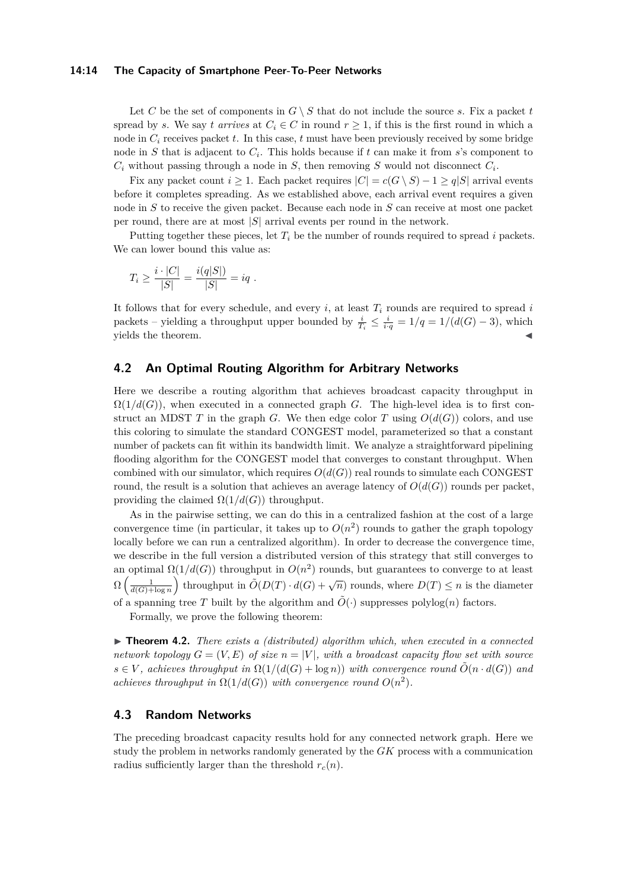Let $C$ be the set of components in $G \setminus S$ that do not include the source $s$. Fix a packet $t$ spread by $s$. We say $t$ *arrives* at $C_i \in C$ in round $r \geq 1$, if this is the first round in which a node in $C_i$ receives packet $t$. In this case, $t$ must have been previously received by some bridge node in $S$ that is adjacent to $C_i$. This holds because if $t$ can make it from $s$'s component to $C_i$ without passing through a node in $S$, then removing $S$ would not disconnect $C_i$.

Fix any packet count $i \geq 1$. Each packet requires $|C| = c(G \setminus S) - 1 \geq q|S|$ arrival events before it completes spreading. As we established above, each arrival event requires a given node in $S$ to receive the given packet. Because each node in $S$ can receive at most one packet per round, there are at most $|S|$ arrival events per round in the network.

Putting together these pieces, let $T_i$ be the number of rounds required to spread $i$ packets. We can lower bound this value as:

$$T_i \geq \frac{i \cdot |C|}{|S|} = \frac{i(q|S|)}{|S|} = iq \; .$$

It follows that for every schedule, and every $i$, at least $T_i$ rounds are required to spread $i$ packets – yielding a throughput upper bounded by $\frac{i}{T_i} \leq \frac{i}{i \cdot q} = 1/q = 1/(d(G) - 3)$, which yields the theorem. ◀

## 4.2 An Optimal Routing Algorithm for Arbitrary Networks

Here we describe a routing algorithm that achieves broadcast capacity throughput in $\Omega(1/d(G))$, when executed in a connected graph $G$. The high-level idea is to first construct an MDST $T$ in the graph $G$. We then edge color $T$ using $O(d(G))$ colors, and use this coloring to simulate the standard CONGEST model, parameterized so that a constant number of packets can fit within its bandwidth limit. We analyze a straightforward pipelining flooding algorithm for the CONGEST model that converges to constant throughput. When combined with our simulator, which requires $O(d(G))$ real rounds to simulate each CONGEST round, the result is a solution that achieves an average latency of $O(d(G))$ rounds per packet, providing the claimed $\Omega(1/d(G))$ throughput.

As in the pairwise setting, we can do this in a centralized fashion at the cost of a large convergence time (in particular, it takes up to $O(n^2)$ rounds to gather the graph topology locally before we can run a centralized algorithm). In order to decrease the convergence time, we describe in the full version a distributed version of this strategy that still converges to an optimal $\Omega(1/d(G))$ throughput in $O(n^2)$ rounds, but guarantees to converge to at least $\Omega\left(\frac{1}{d(G)+\log n}\right)$ throughput in $\tilde{O}(D(T) \cdot d(G) + \sqrt{n})$ rounds, where $D(T) \leq n$ is the diameter of a spanning tree $T$ built by the algorithm and $\tilde{O}(\cdot)$ suppresses polylog$(n)$ factors.

Formally, we prove the following theorem:

▶ **Theorem 4.2.** *There exists a (distributed) algorithm which, when executed in a connected network topology $G = (V, E)$ of size $n = |V|$, with a broadcast capacity flow set with source $s \in V$, achieves throughput in $\Omega(1/(d(G) + \log n))$ with convergence round $\tilde{O}(n \cdot d(G))$ and achieves throughput in $\Omega(1/d(G))$ with convergence round $O(n^2)$.*

## 4.3 Random Networks

The preceding broadcast capacity results hold for any connected network graph. Here we study the problem in networks randomly generated by the *GK* process with a communication radius sufficiently larger than the threshold $r_c(n)$.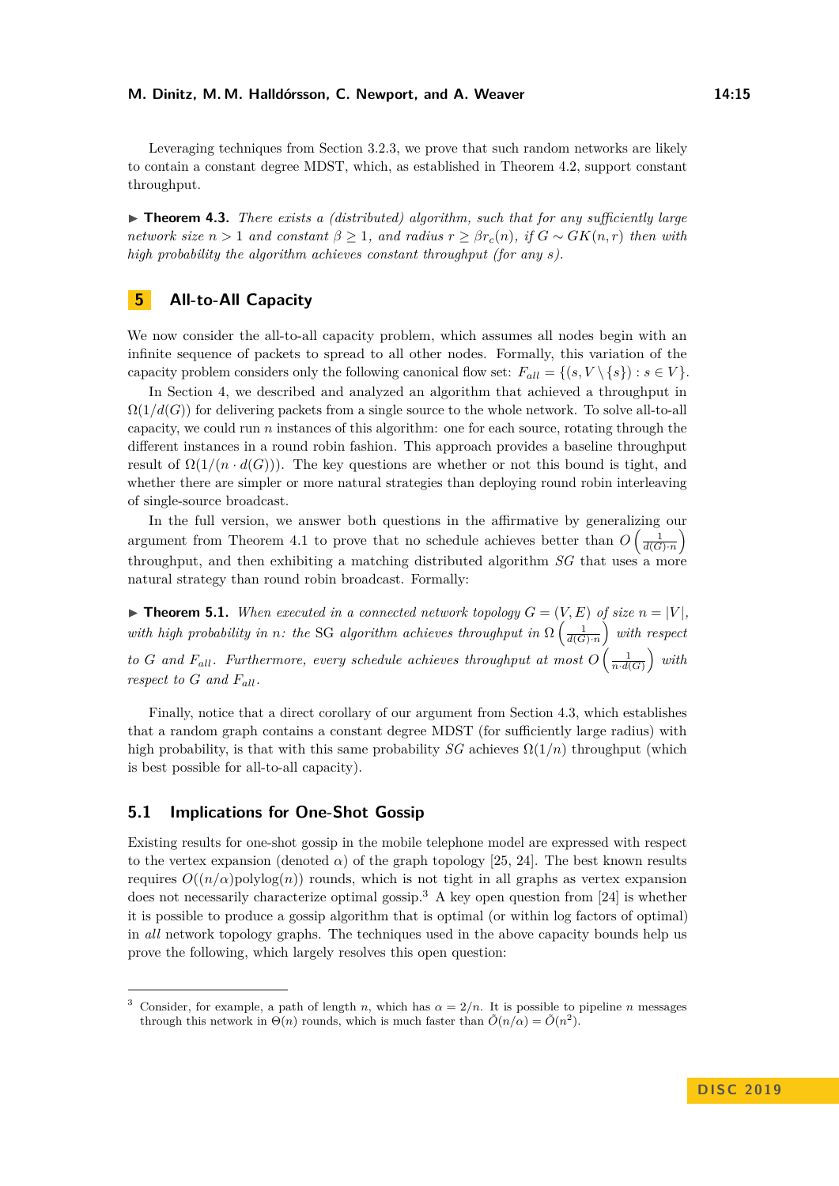Leveraging techniques from Section 3.2.3, we prove that such random networks are likely to contain a constant degree MDST, which, as established in Theorem 4.2, support constant throughput.

▶ **Theorem 4.3.** *There exists a (distributed) algorithm, such that for any sufficiently large network size $n > 1$ and constant $\beta \geq 1$, and radius $r \geq \beta r_c(n)$, if $G \sim GK(n, r)$ then with high probability the algorithm achieves constant throughput (for any $s$).*

## 5 All-to-All Capacity

We now consider the all-to-all capacity problem, which assumes all nodes begin with an infinite sequence of packets to spread to all other nodes. Formally, this variation of the capacity problem considers only the following canonical flow set: $F_{all} = \{(s, V \setminus \{s\}) : s \in V\}$.

In Section 4, we described and analyzed an algorithm that achieved a throughput in $\Omega(1/d(G))$ for delivering packets from a single source to the whole network. To solve all-to-all capacity, we could run $n$ instances of this algorithm: one for each source, rotating through the different instances in a round robin fashion. This approach provides a baseline throughput result of $\Omega(1/(n \cdot d(G)))$. The key questions are whether or not this bound is tight, and whether there are simpler or more natural strategies than deploying round robin interleaving of single-source broadcast.

In the full version, we answer both questions in the affirmative by generalizing our argument from Theorem 4.1 to prove that no schedule achieves better than $O\left(\frac{1}{d(G) \cdot n}\right)$ throughput, and then exhibiting a matching distributed algorithm *SG* that uses a more natural strategy than round robin broadcast. Formally:

▶ **Theorem 5.1.** *When executed in a connected network topology $G = (V, E)$ of size $n = |V|$, with high probability in $n$: the* SG *algorithm achieves throughput in $\Omega\left(\frac{1}{d(G) \cdot n}\right)$ with respect to $G$ and $F_{all}$. Furthermore, every schedule achieves throughput at most $O\left(\frac{1}{n \cdot d(G)}\right)$ with respect to $G$ and $F_{all}$.*

Finally, notice that a direct corollary of our argument from Section 4.3, which establishes that a random graph contains a constant degree MDST (for sufficiently large radius) with high probability, is that with this same probability *SG* achieves $\Omega(1/n)$ throughput (which is best possible for all-to-all capacity).

### 5.1 Implications for One-Shot Gossip

Existing results for one-shot gossip in the mobile telephone model are expressed with respect to the vertex expansion (denoted $\alpha$) of the graph topology [25, 24]. The best known results requires $O((n/\alpha)\text{polylog}(n))$ rounds, which is not tight in all graphs as vertex expansion does not necessarily characterize optimal gossip.[3] A key open question from [24] is whether it is possible to produce a gossip algorithm that is optimal (or within log factors of optimal) in *all* network topology graphs. The techniques used in the above capacity bounds help us prove the following, which largely resolves this open question:

---

[3] Consider, for example, a path of length $n$, which has $\alpha = 2/n$. It is possible to pipeline $n$ messages through this network in $\Theta(n)$ rounds, which is much faster than $\tilde{O}(n/\alpha) = \tilde{O}(n^2)$.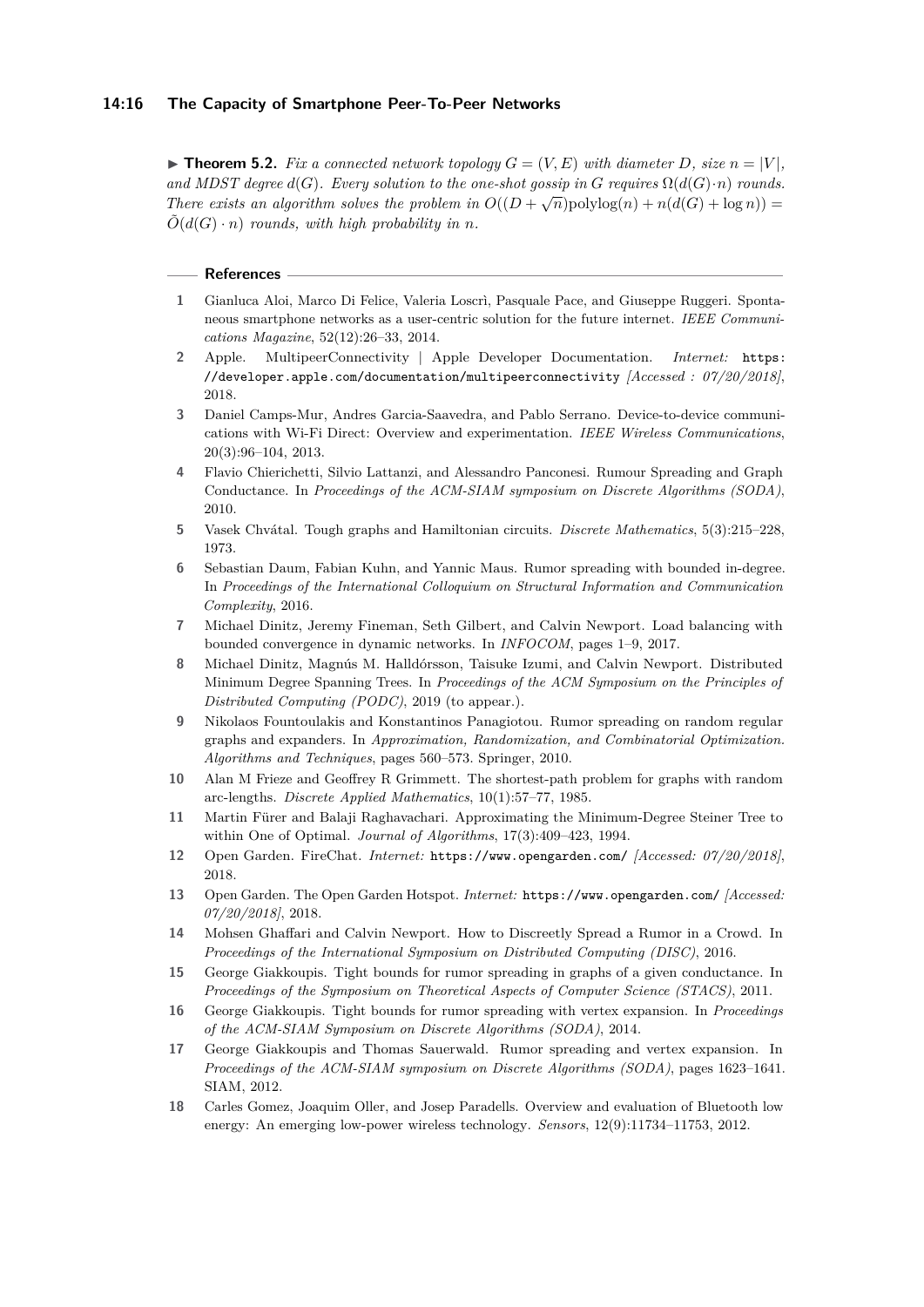▶ **Theorem 5.2.** *Fix a connected network topology $G = (V, E)$ with diameter $D$, size $n = |V|$, and MDST degree $d(G)$. Every solution to the one-shot gossip in $G$ requires $\Omega(d(G) \cdot n)$ rounds. There exists an algorithm solves the problem in $O((D + \sqrt{n})\text{polylog}(n) + n(d(G) + \log n)) = \tilde{O}(d(G) \cdot n)$ rounds, with high probability in $n$.*

## References

1. Gianluca Aloi, Marco Di Felice, Valeria Loscrì, Pasquale Pace, and Giuseppe Ruggeri. Spontaneous smartphone networks as a user-centric solution for the future internet. *IEEE Communications Magazine*, 52(12):26–33, 2014.
2. Apple. MultipeerConnectivity | Apple Developer Documentation. *Internet:* `https://developer.apple.com/documentation/multipeerconnectivity` *[Accessed : 07/20/2018]*, 2018.
3. Daniel Camps-Mur, Andres Garcia-Saavedra, and Pablo Serrano. Device-to-device communications with Wi-Fi Direct: Overview and experimentation. *IEEE Wireless Communications*, 20(3):96–104, 2013.
4. Flavio Chierichetti, Silvio Lattanzi, and Alessandro Panconesi. Rumour Spreading and Graph Conductance. In *Proceedings of the ACM-SIAM symposium on Discrete Algorithms (SODA)*, 2010.
5. Vasek Chvátal. Tough graphs and Hamiltonian circuits. *Discrete Mathematics*, 5(3):215–228, 1973.
6. Sebastian Daum, Fabian Kuhn, and Yannic Maus. Rumor spreading with bounded in-degree. In *Proceedings of the International Colloquium on Structural Information and Communication Complexity*, 2016.
7. Michael Dinitz, Jeremy Fineman, Seth Gilbert, and Calvin Newport. Load balancing with bounded convergence in dynamic networks. In *INFOCOM*, pages 1–9, 2017.
8. Michael Dinitz, Magnús M. Halldórsson, Taisuke Izumi, and Calvin Newport. Distributed Minimum Degree Spanning Trees. In *Proceedings of the ACM Symposium on the Principles of Distributed Computing (PODC)*, 2019 (to appear.).
9. Nikolaos Fountoulakis and Konstantinos Panagiotou. Rumor spreading on random regular graphs and expanders. In *Approximation, Randomization, and Combinatorial Optimization. Algorithms and Techniques*, pages 560–573. Springer, 2010.
10. Alan M Frieze and Geoffrey R Grimmett. The shortest-path problem for graphs with random arc-lengths. *Discrete Applied Mathematics*, 10(1):57–77, 1985.
11. Martin Fürer and Balaji Raghavachari. Approximating the Minimum-Degree Steiner Tree to within One of Optimal. *Journal of Algorithms*, 17(3):409–423, 1994.
12. Open Garden. FireChat. *Internet:* `https://www.opengarden.com/` *[Accessed: 07/20/2018]*, 2018.
13. Open Garden. The Open Garden Hotspot. *Internet:* `https://www.opengarden.com/` *[Accessed: 07/20/2018]*, 2018.
14. Mohsen Ghaffari and Calvin Newport. How to Discreetly Spread a Rumor in a Crowd. In *Proceedings of the International Symposium on Distributed Computing (DISC)*, 2016.
15. George Giakkoupis. Tight bounds for rumor spreading in graphs of a given conductance. In *Proceedings of the Symposium on Theoretical Aspects of Computer Science (STACS)*, 2011.
16. George Giakkoupis. Tight bounds for rumor spreading with vertex expansion. In *Proceedings of the ACM-SIAM Symposium on Discrete Algorithms (SODA)*, 2014.
17. George Giakkoupis and Thomas Sauerwald. Rumor spreading and vertex expansion. In *Proceedings of the ACM-SIAM symposium on Discrete Algorithms (SODA)*, pages 1623–1641. SIAM, 2012.
18. Carles Gomez, Joaquim Oller, and Josep Paradells. Overview and evaluation of Bluetooth low energy: An emerging low-power wireless technology. *Sensors*, 12(9):11734–11753, 2012.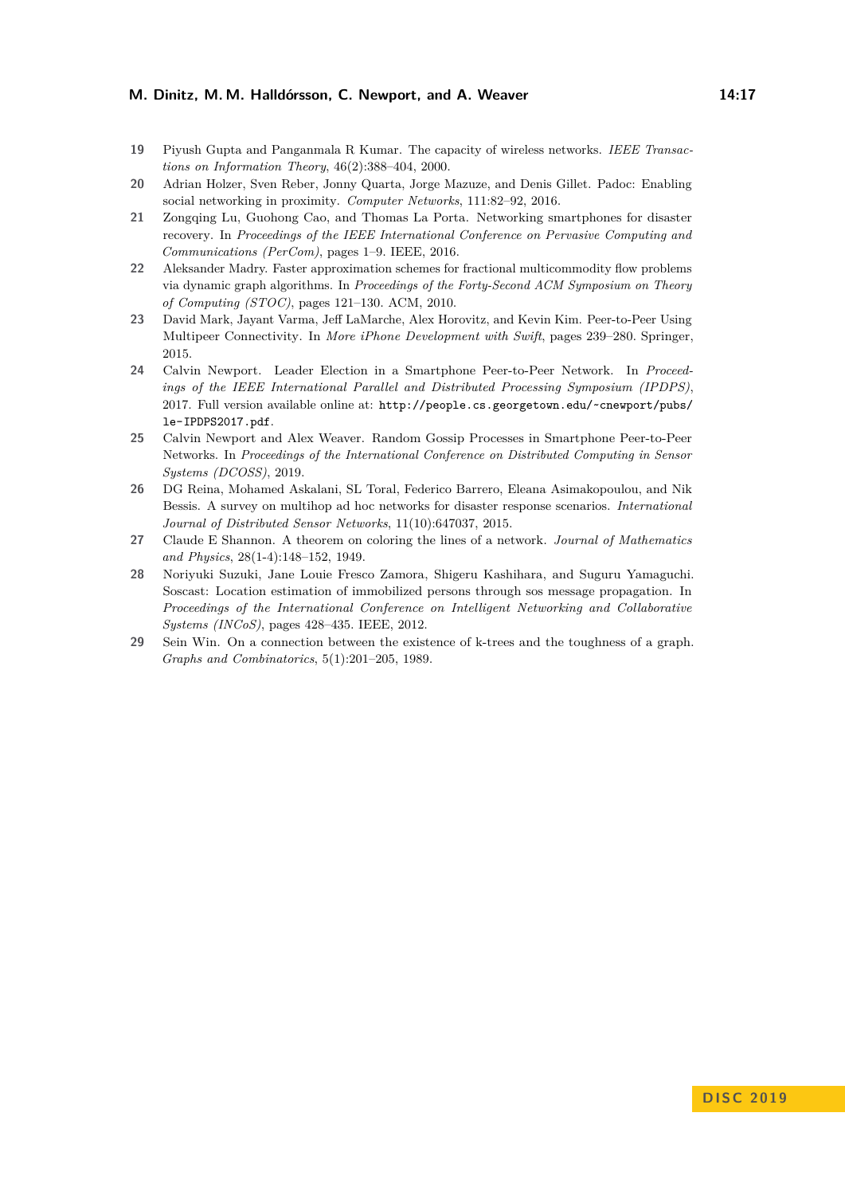19 Piyush Gupta and Panganmala R Kumar. The capacity of wireless networks. *IEEE Transactions on Information Theory*, 46(2):388–404, 2000.

20 Adrian Holzer, Sven Reber, Jonny Quarta, Jorge Mazuze, and Denis Gillet. Padoc: Enabling social networking in proximity. *Computer Networks*, 111:82–92, 2016.

21 Zongqing Lu, Guohong Cao, and Thomas La Porta. Networking smartphones for disaster recovery. In *Proceedings of the IEEE International Conference on Pervasive Computing and Communications (PerCom)*, pages 1–9. IEEE, 2016.

22 Aleksander Madry. Faster approximation schemes for fractional multicommodity flow problems via dynamic graph algorithms. In *Proceedings of the Forty-Second ACM Symposium on Theory of Computing (STOC)*, pages 121–130. ACM, 2010.

23 David Mark, Jayant Varma, Jeff LaMarche, Alex Horovitz, and Kevin Kim. Peer-to-Peer Using Multipeer Connectivity. In *More iPhone Development with Swift*, pages 239–280. Springer, 2015.

24 Calvin Newport. Leader Election in a Smartphone Peer-to-Peer Network. In *Proceedings of the IEEE International Parallel and Distributed Processing Symposium (IPDPS)*, 2017. Full version available online at: `http://people.cs.georgetown.edu/~cnewport/pubs/le-IPDPS2017.pdf`.

25 Calvin Newport and Alex Weaver. Random Gossip Processes in Smartphone Peer-to-Peer Networks. In *Proceedings of the International Conference on Distributed Computing in Sensor Systems (DCOSS)*, 2019.

26 DG Reina, Mohamed Askalani, SL Toral, Federico Barrero, Eleana Asimakopoulou, and Nik Bessis. A survey on multihop ad hoc networks for disaster response scenarios. *International Journal of Distributed Sensor Networks*, 11(10):647037, 2015.

27 Claude E Shannon. A theorem on coloring the lines of a network. *Journal of Mathematics and Physics*, 28(1-4):148–152, 1949.

28 Noriyuki Suzuki, Jane Louie Fresco Zamora, Shigeru Kashihara, and Suguru Yamaguchi. Soscast: Location estimation of immobilized persons through sos message propagation. In *Proceedings of the International Conference on Intelligent Networking and Collaborative Systems (INCoS)*, pages 428–435. IEEE, 2012.

29 Sein Win. On a connection between the existence of k-trees and the toughness of a graph. *Graphs and Combinatorics*, 5(1):201–205, 1989.